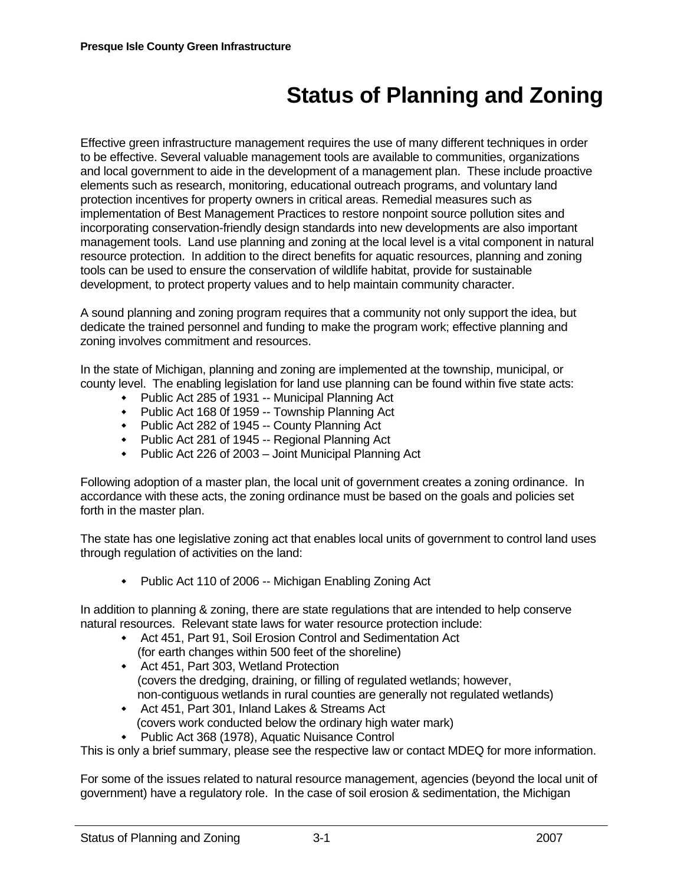# Status of Planning and Zoning

Effective green infrastructure management requires the use of many different techniques in order to be effective. Several valuable management tools are available to communities, organizations and local government to aide in the development of a management plan. These include proactive elements such as research, monitoring, educational outreach programs, and voluntary land protection incentives for property owners in critical areas. Remedial measures such as implementation of Best Management Practices to restore nonpoint source pollution sites and incorporating conservation-friendly design standards into new developments are also important management tools. Land use planning and zoning at the local level is a vital component in natural resource protection. In addition to the direct benefits for aquatic resources, planning and zoning tools can be used to ensure the conservation of wildlife habitat, provide for sustainable development, to protect property values and to help maintain community character.

A sound planning and zoning program requires that a community not only support the idea, but dedicate the trained personnel and funding to make the program work; effective planning and zoning involves commitment and resources.

In the state of Michigan, planning and zoning are implemented at the township, municipal, or county level. The enabling legislation for land use planning can be found within five state acts:

- Public Act 285 of 1931 -- Municipal Planning Act
- Public Act 168 0f 1959 -- Township Planning Act
- Public Act 282 of 1945 -- County Planning Act
- Public Act 281 of 1945 -- Regional Planning Act
- Public Act 226 of 2003 – Joint Municipal Planning Act

Following adoption of a master plan, the local unit of government creates a zoning ordinance. In accordance with these acts, the zoning ordinance must be based on the goals and policies set forth in the master plan.

The state has one legislative zoning act that enables local units of government to control land uses through regulation of activities on the land:

- Public Act 110 of 2006 -- Michigan Enabling Zoning Act

In addition to planning & zoning, there are state regulations that are intended to help conserve natural resources. Relevant state laws for water resource protection include:

- Act 451, Part 91, Soil Erosion Control and Sedimentation Act
  (for earth changes within 500 feet of the shoreline)
- Act 451, Part 303, Wetland Protection
  (covers the dredging, draining, or filling of regulated wetlands; however, non-contiguous wetlands in rural counties are generally not regulated wetlands)
- Act 451, Part 301, Inland Lakes & Streams Act
  (covers work conducted below the ordinary high water mark)
- Public Act 368 (1978), Aquatic Nuisance Control

This is only a brief summary, please see the respective law or contact MDEQ for more information.

For some of the issues related to natural resource management, agencies (beyond the local unit of government) have a regulatory role. In the case of soil erosion & sedimentation, the Michigan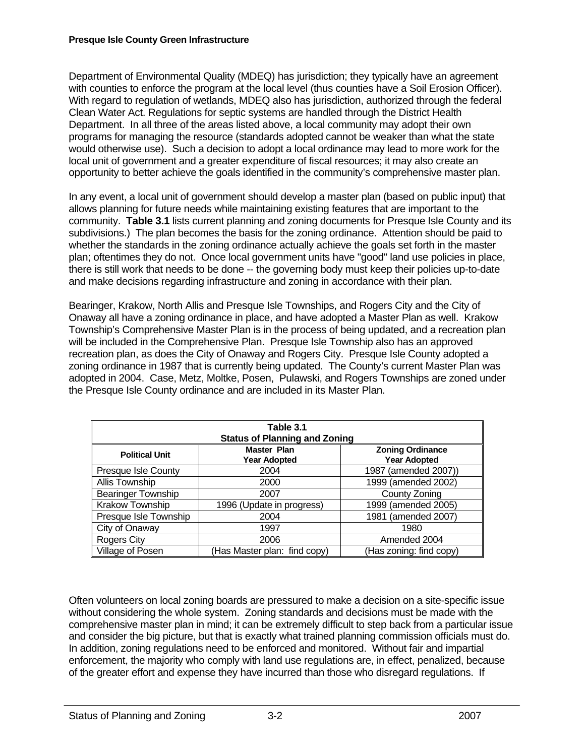Department of Environmental Quality (MDEQ) has jurisdiction; they typically have an agreement with counties to enforce the program at the local level (thus counties have a Soil Erosion Officer). With regard to regulation of wetlands, MDEQ also has jurisdiction, authorized through the federal Clean Water Act. Regulations for septic systems are handled through the District Health Department. In all three of the areas listed above, a local community may adopt their own programs for managing the resource (standards adopted cannot be weaker than what the state would otherwise use). Such a decision to adopt a local ordinance may lead to more work for the local unit of government and a greater expenditure of fiscal resources; it may also create an opportunity to better achieve the goals identified in the community's comprehensive master plan.

In any event, a local unit of government should develop a master plan (based on public input) that allows planning for future needs while maintaining existing features that are important to the community. **Table 3.1** lists current planning and zoning documents for Presque Isle County and its subdivisions.) The plan becomes the basis for the zoning ordinance. Attention should be paid to whether the standards in the zoning ordinance actually achieve the goals set forth in the master plan; oftentimes they do not. Once local government units have "good" land use policies in place, there is still work that needs to be done -- the governing body must keep their policies up-to-date and make decisions regarding infrastructure and zoning in accordance with their plan.

Bearinger, Krakow, North Allis and Presque Isle Townships, and Rogers City and the City of Onaway all have a zoning ordinance in place, and have adopted a Master Plan as well. Krakow Township's Comprehensive Master Plan is in the process of being updated, and a recreation plan will be included in the Comprehensive Plan. Presque Isle Township also has an approved recreation plan, as does the City of Onaway and Rogers City. Presque Isle County adopted a zoning ordinance in 1987 that is currently being updated. The County's current Master Plan was adopted in 2004. Case, Metz, Moltke, Posen, Pulawski, and Rogers Townships are zoned under the Presque Isle County ordinance and are included in its Master Plan.

**Table 3.1**
**Status of Planning and Zoning**

| Political Unit | Master Plan Year Adopted | Zoning Ordinance Year Adopted |
|---|---|---|
| Presque Isle County | 2004 | 1987 (amended 2007)) |
| Allis Township | 2000 | 1999 (amended 2002) |
| Bearinger Township | 2007 | County Zoning |
| Krakow Township | 1996 (Update in progress) | 1999 (amended 2005) |
| Presque Isle Township | 2004 | 1981 (amended 2007) |
| City of Onaway | 1997 | 1980 |
| Rogers City | 2006 | Amended 2004 |
| Village of Posen | (Has Master plan: find copy) | (Has zoning: find copy) |

Often volunteers on local zoning boards are pressured to make a decision on a site-specific issue without considering the whole system. Zoning standards and decisions must be made with the comprehensive master plan in mind; it can be extremely difficult to step back from a particular issue and consider the big picture, but that is exactly what trained planning commission officials must do. In addition, zoning regulations need to be enforced and monitored. Without fair and impartial enforcement, the majority who comply with land use regulations are, in effect, penalized, because of the greater effort and expense they have incurred than those who disregard regulations. If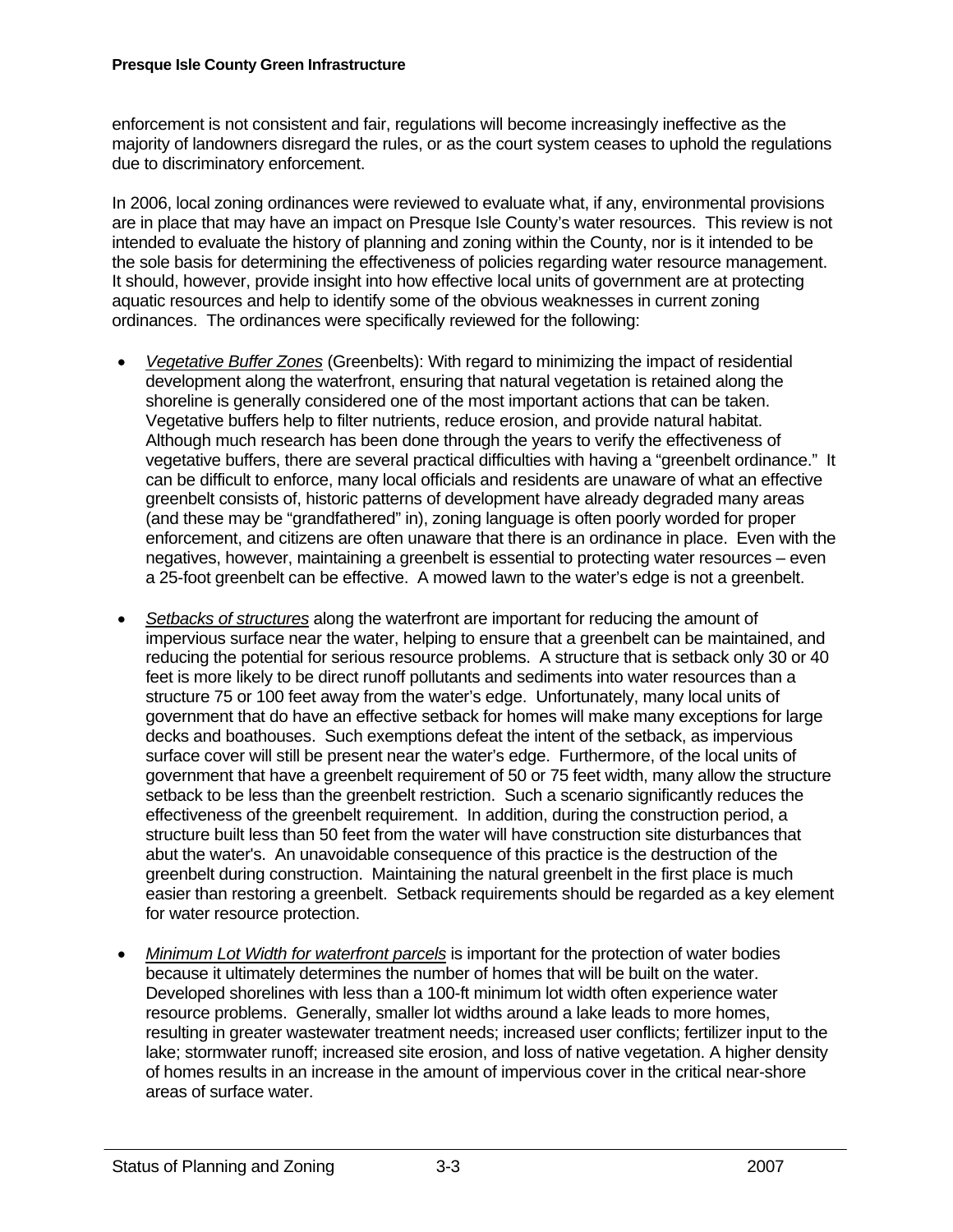enforcement is not consistent and fair, regulations will become increasingly ineffective as the majority of landowners disregard the rules, or as the court system ceases to uphold the regulations due to discriminatory enforcement.

In 2006, local zoning ordinances were reviewed to evaluate what, if any, environmental provisions are in place that may have an impact on Presque Isle County's water resources. This review is not intended to evaluate the history of planning and zoning within the County, nor is it intended to be the sole basis for determining the effectiveness of policies regarding water resource management. It should, however, provide insight into how effective local units of government are at protecting aquatic resources and help to identify some of the obvious weaknesses in current zoning ordinances. The ordinances were specifically reviewed for the following:

- *Vegetative Buffer Zones* (Greenbelts): With regard to minimizing the impact of residential development along the waterfront, ensuring that natural vegetation is retained along the shoreline is generally considered one of the most important actions that can be taken. Vegetative buffers help to filter nutrients, reduce erosion, and provide natural habitat. Although much research has been done through the years to verify the effectiveness of vegetative buffers, there are several practical difficulties with having a "greenbelt ordinance." It can be difficult to enforce, many local officials and residents are unaware of what an effective greenbelt consists of, historic patterns of development have already degraded many areas (and these may be "grandfathered" in), zoning language is often poorly worded for proper enforcement, and citizens are often unaware that there is an ordinance in place. Even with the negatives, however, maintaining a greenbelt is essential to protecting water resources – even a 25-foot greenbelt can be effective. A mowed lawn to the water's edge is not a greenbelt.

- *Setbacks of structures* along the waterfront are important for reducing the amount of impervious surface near the water, helping to ensure that a greenbelt can be maintained, and reducing the potential for serious resource problems. A structure that is setback only 30 or 40 feet is more likely to be direct runoff pollutants and sediments into water resources than a structure 75 or 100 feet away from the water's edge. Unfortunately, many local units of government that do have an effective setback for homes will make many exceptions for large decks and boathouses. Such exemptions defeat the intent of the setback, as impervious surface cover will still be present near the water's edge. Furthermore, of the local units of government that have a greenbelt requirement of 50 or 75 feet width, many allow the structure setback to be less than the greenbelt restriction. Such a scenario significantly reduces the effectiveness of the greenbelt requirement. In addition, during the construction period, a structure built less than 50 feet from the water will have construction site disturbances that abut the water's. An unavoidable consequence of this practice is the destruction of the greenbelt during construction. Maintaining the natural greenbelt in the first place is much easier than restoring a greenbelt. Setback requirements should be regarded as a key element for water resource protection.

- *Minimum Lot Width for waterfront parcels* is important for the protection of water bodies because it ultimately determines the number of homes that will be built on the water. Developed shorelines with less than a 100-ft minimum lot width often experience water resource problems. Generally, smaller lot widths around a lake leads to more homes, resulting in greater wastewater treatment needs; increased user conflicts; fertilizer input to the lake; stormwater runoff; increased site erosion, and loss of native vegetation. A higher density of homes results in an increase in the amount of impervious cover in the critical near-shore areas of surface water.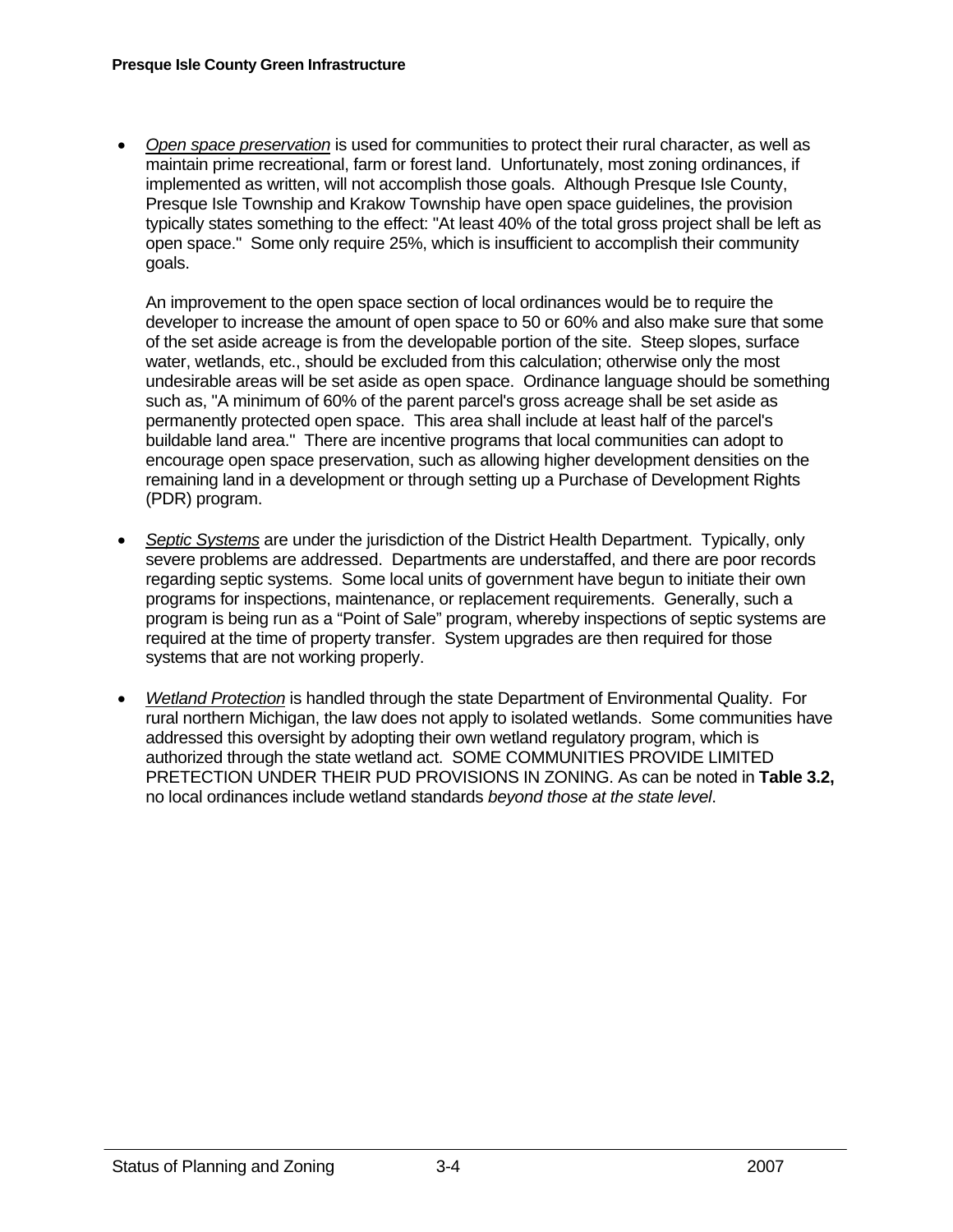- *Open space preservation* is used for communities to protect their rural character, as well as maintain prime recreational, farm or forest land. Unfortunately, most zoning ordinances, if implemented as written, will not accomplish those goals. Although Presque Isle County, Presque Isle Township and Krakow Township have open space guidelines, the provision typically states something to the effect: "At least 40% of the total gross project shall be left as open space." Some only require 25%, which is insufficient to accomplish their community goals.

  An improvement to the open space section of local ordinances would be to require the developer to increase the amount of open space to 50 or 60% and also make sure that some of the set aside acreage is from the developable portion of the site. Steep slopes, surface water, wetlands, etc., should be excluded from this calculation; otherwise only the most undesirable areas will be set aside as open space. Ordinance language should be something such as, "A minimum of 60% of the parent parcel's gross acreage shall be set aside as permanently protected open space. This area shall include at least half of the parcel's buildable land area." There are incentive programs that local communities can adopt to encourage open space preservation, such as allowing higher development densities on the remaining land in a development or through setting up a Purchase of Development Rights (PDR) program.

- *Septic Systems* are under the jurisdiction of the District Health Department. Typically, only severe problems are addressed. Departments are understaffed, and there are poor records regarding septic systems. Some local units of government have begun to initiate their own programs for inspections, maintenance, or replacement requirements. Generally, such a program is being run as a "Point of Sale" program, whereby inspections of septic systems are required at the time of property transfer. System upgrades are then required for those systems that are not working properly.

- *Wetland Protection* is handled through the state Department of Environmental Quality. For rural northern Michigan, the law does not apply to isolated wetlands. Some communities have addressed this oversight by adopting their own wetland regulatory program, which is authorized through the state wetland act. SOME COMMUNITIES PROVIDE LIMITED PRETECTION UNDER THEIR PUD PROVISIONS IN ZONING. As can be noted in **Table 3.2,** no local ordinances include wetland standards *beyond those at the state level*.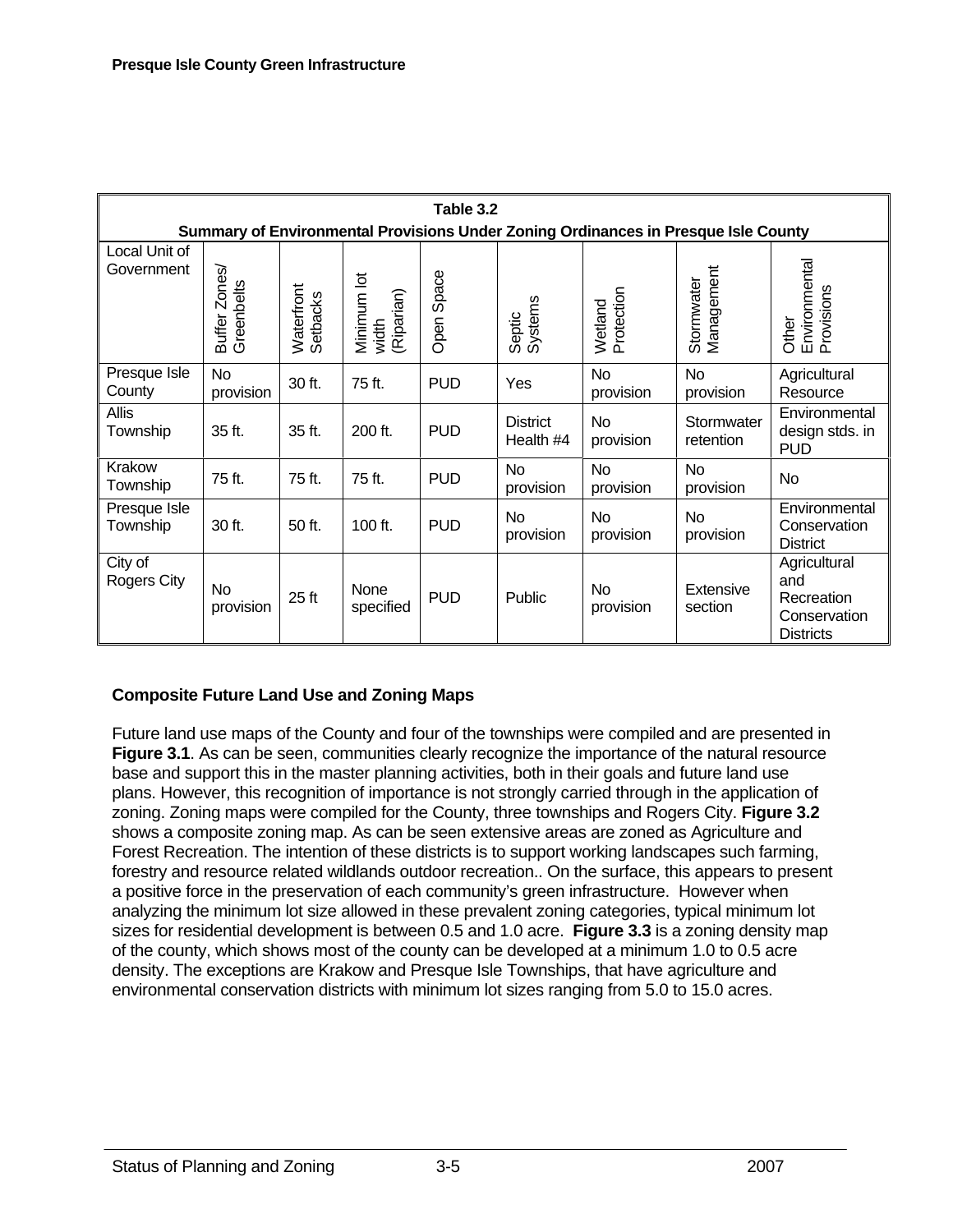**Table 3.2**
**Summary of Environmental Provisions Under Zoning Ordinances in Presque Isle County**

| Local Unit of Government | Buffer Zones/ Greenbelts | Waterfront Setbacks | Minimum lot width (Riparian) | Open Space | Septic Systems | Wetland Protection | Stormwater Management | Other Environmental Provisions |
|---|---|---|---|---|---|---|---|---|
| Presque Isle County | No provision | 30 ft. | 75 ft. | PUD | Yes | No provision | No provision | Agricultural Resource |
| Allis Township | 35 ft. | 35 ft. | 200 ft. | PUD | District Health #4 | No provision | Stormwater retention | Environmental design stds. in PUD |
| Krakow Township | 75 ft. | 75 ft. | 75 ft. | PUD | No provision | No provision | No provision | No |
| Presque Isle Township | 30 ft. | 50 ft. | 100 ft. | PUD | No provision | No provision | No provision | Environmental Conservation District |
| City of Rogers City | No provision | 25 ft | None specified | PUD | Public | No provision | Extensive section | Agricultural and Recreation Conservation Districts |

## Composite Future Land Use and Zoning Maps

Future land use maps of the County and four of the townships were compiled and are presented in **Figure 3.1**. As can be seen, communities clearly recognize the importance of the natural resource base and support this in the master planning activities, both in their goals and future land use plans. However, this recognition of importance is not strongly carried through in the application of zoning. Zoning maps were compiled for the County, three townships and Rogers City. **Figure 3.2** shows a composite zoning map. As can be seen extensive areas are zoned as Agriculture and Forest Recreation. The intention of these districts is to support working landscapes such farming, forestry and resource related wildlands outdoor recreation.. On the surface, this appears to present a positive force in the preservation of each community's green infrastructure. However when analyzing the minimum lot size allowed in these prevalent zoning categories, typical minimum lot sizes for residential development is between 0.5 and 1.0 acre. **Figure 3.3** is a zoning density map of the county, which shows most of the county can be developed at a minimum 1.0 to 0.5 acre density. The exceptions are Krakow and Presque Isle Townships, that have agriculture and environmental conservation districts with minimum lot sizes ranging from 5.0 to 15.0 acres.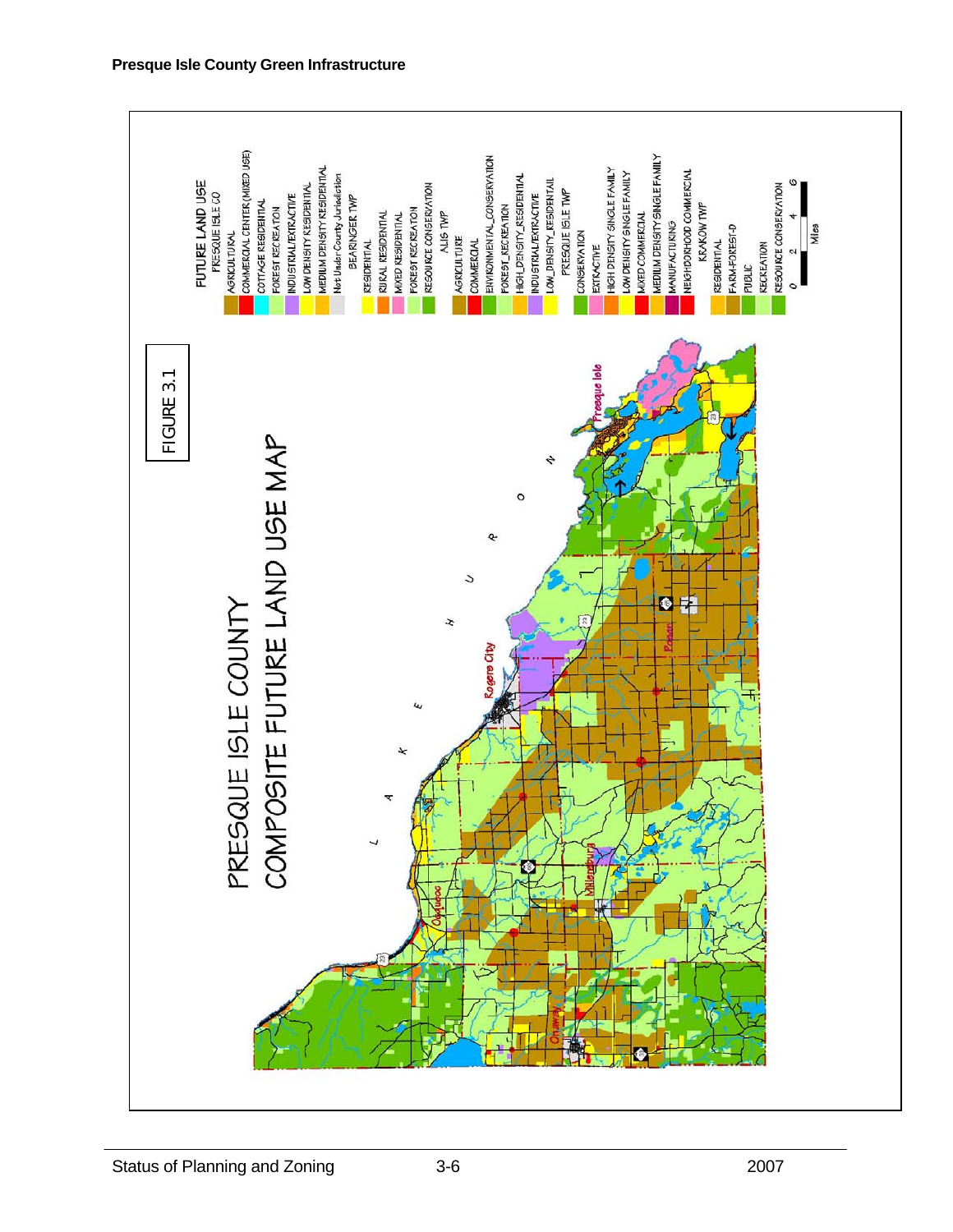**Presque Isle County Green Infrastructure**

FIGURE 3.1

PRESQUE ISLE COUNTY
COMPOSITE FUTURE LAND USE MAP

FUTURE LAND USE

PRESQUE ISLE CO
- AGRICULTURAL
- COMMERCIAL CENTER (MIXED USE)
- COTTAGE RESIDENTIAL
- FOREST RECREATION
- INDUSTRIAL/EXTRACTIVE
- LOW DENSITY RESIDENTIAL
- MEDIUM DENSITY RESIDENTIAL
- Not Under County Jurisdiction

BEARINGER TWP
- RESIDENTIAL
- RURAL RESIDENTIAL
- MIXED RESIDENTIAL
- FOREST RECREATION
- RESOURCE CONSERVATION

ALIS TWP
- AGRICULTURE
- COMMERCIAL
- ENVIRONMENTAL_CONSERVATION
- FOREST_RECREATION
- HIGH_DENSITY_RESIDENTIAL
- INDUSTRIAL/EXTRACTIVE
- LOW_DENSITY_RESIDENTAIL

PRESQUE ISLE TWP
- CONSERVATION
- EXTRACTIVE
- HIGH DENSITY SINGLE FAMILY
- LOW DENSITY SINGLE FAMILY
- MIXED COMMERCIAL
- MEDIUM DENSITY SINGLE FAMILY
- MANUFACTURING
- NEIGHBORHOOD COMMERCIAL

KRAKOW TWP
- RESIDENTIAL
- FARM-FOREST-D
- PUBLIC
- RECREATION
- RESOURCE CONSERVATION

0 2 4 6 Miles

LAKE HURON

Presque Isle

Rogers City

Posen

Millersburg

Ocqueoc

Onaway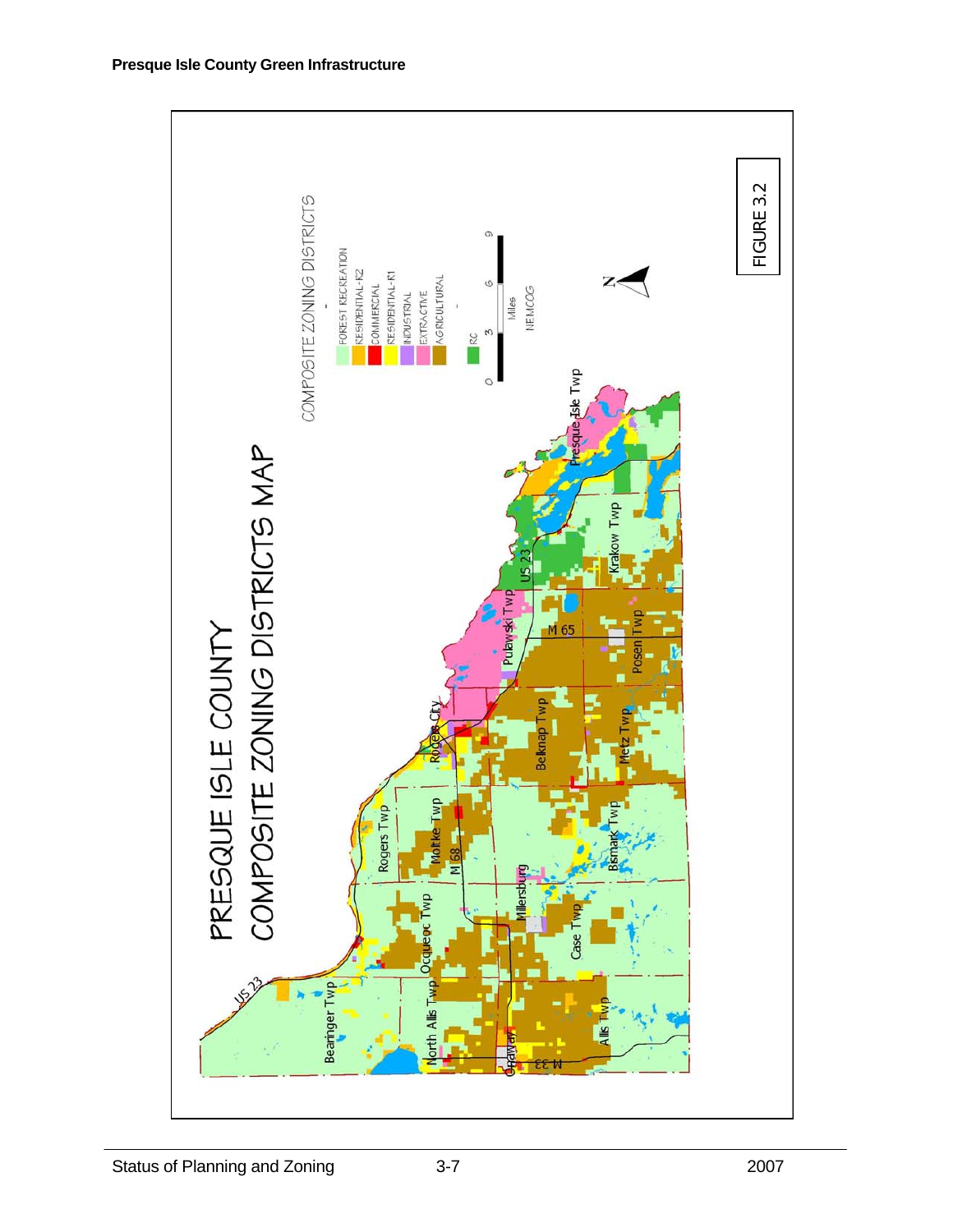# PRESQUE ISLE COUNTY

## COMPOSITE ZONING DISTRICTS MAP

COMPOSITE ZONING DISTRICTS

- FOREST RECREATION
- RESIDENTIAL-R2
- COMMERCIAL
- RESIDENTIAL-R1
- INDUSTRIAL
- EXTRACTIVE
- AGRICULTURAL
- RC

0 3 6 9 Miles

NEMCOG

N

Presque Isle Twp

Krakow Twp

US 23

Pulawski Twp

M 65

Posen Twp

Rogers City

Belknap Twp

Metz Twp

Rogers Twp

Moltke Twp

M 68

Bismark Twp

Millersburg

Ocqueoc Twp

Case Twp

US 23

Bearinger Twp

North Allis Twp

Onaway

M 33

Allis Twp

FIGURE 3.2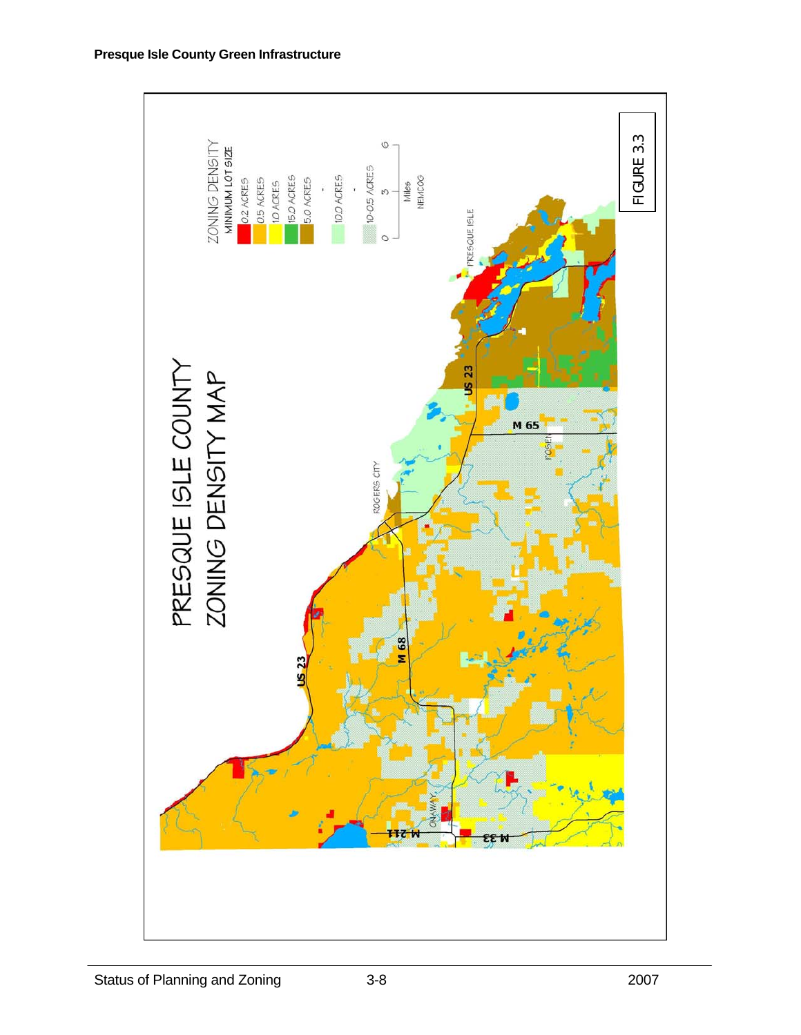PRESQUE ISLE COUNTY

ZONING DENSITY MAP

ZONING DENSITY
MINIMUM LOT SIZE
0.2 ACRES
0.5 ACRES
1.0 ACRES
15.0 ACRES
5.0 ACRES
-
10.0 ACRES
-
1.0-0.5 ACRES

0 3 6
Miles
NEMCOG

PRESQUE ISLE
ROGERS CITY
POSEN
ONAWAY
US 23
M 65
M 68
M 211
M 33

FIGURE 3.3